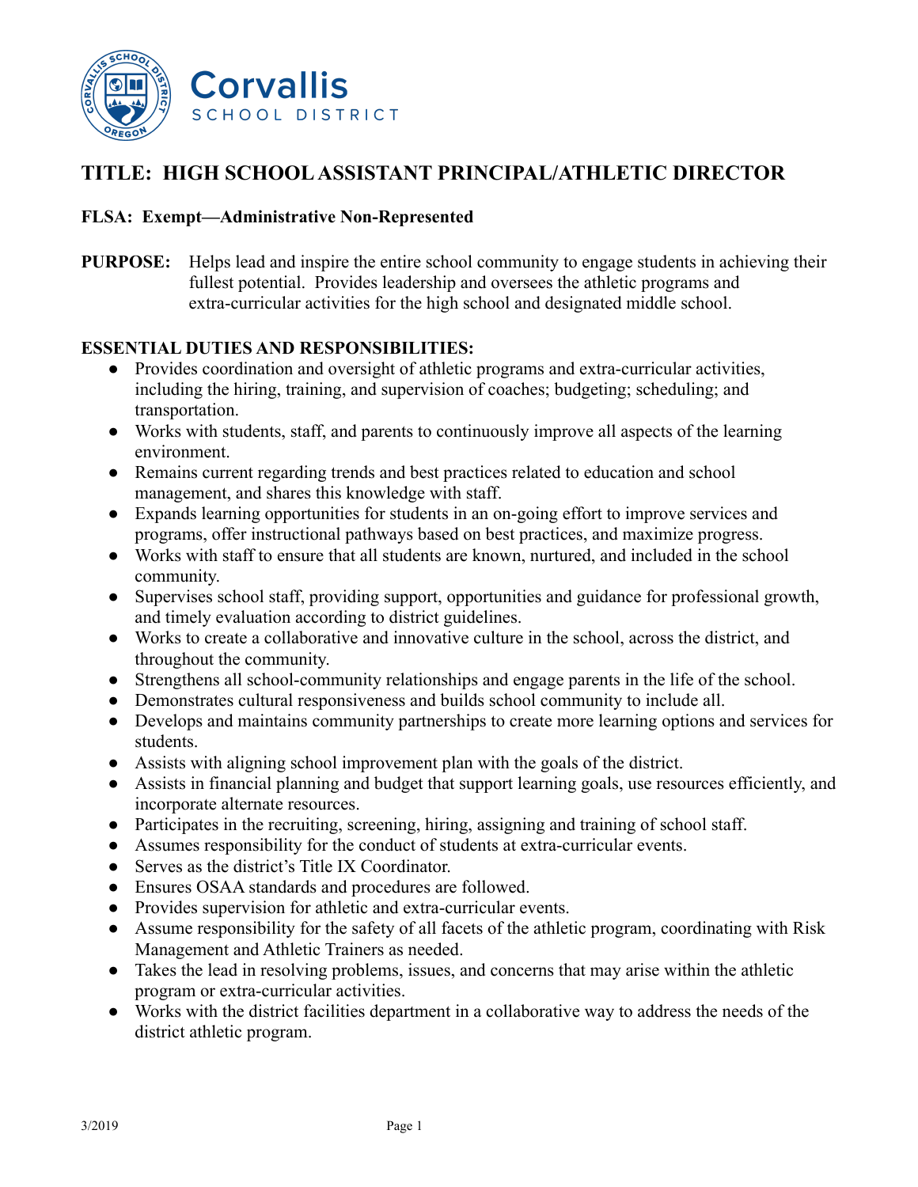Corvallis SCHOOL DISTRICT

# TITLE: HIGH SCHOOL ASSISTANT PRINCIPAL/ATHLETIC DIRECTOR

**FLSA: Exempt—Administrative Non-Represented**

**PURPOSE:** Helps lead and inspire the entire school community to engage students in achieving their fullest potential. Provides leadership and oversees the athletic programs and extra-curricular activities for the high school and designated middle school.

**ESSENTIAL DUTIES AND RESPONSIBILITIES:**

- Provides coordination and oversight of athletic programs and extra-curricular activities, including the hiring, training, and supervision of coaches; budgeting; scheduling; and transportation.
- Works with students, staff, and parents to continuously improve all aspects of the learning environment.
- Remains current regarding trends and best practices related to education and school management, and shares this knowledge with staff.
- Expands learning opportunities for students in an on-going effort to improve services and programs, offer instructional pathways based on best practices, and maximize progress.
- Works with staff to ensure that all students are known, nurtured, and included in the school community.
- Supervises school staff, providing support, opportunities and guidance for professional growth, and timely evaluation according to district guidelines.
- Works to create a collaborative and innovative culture in the school, across the district, and throughout the community.
- Strengthens all school-community relationships and engage parents in the life of the school.
- Demonstrates cultural responsiveness and builds school community to include all.
- Develops and maintains community partnerships to create more learning options and services for students.
- Assists with aligning school improvement plan with the goals of the district.
- Assists in financial planning and budget that support learning goals, use resources efficiently, and incorporate alternate resources.
- Participates in the recruiting, screening, hiring, assigning and training of school staff.
- Assumes responsibility for the conduct of students at extra-curricular events.
- Serves as the district's Title IX Coordinator.
- Ensures OSAA standards and procedures are followed.
- Provides supervision for athletic and extra-curricular events.
- Assume responsibility for the safety of all facets of the athletic program, coordinating with Risk Management and Athletic Trainers as needed.
- Takes the lead in resolving problems, issues, and concerns that may arise within the athletic program or extra-curricular activities.
- Works with the district facilities department in a collaborative way to address the needs of the district athletic program.

3/2019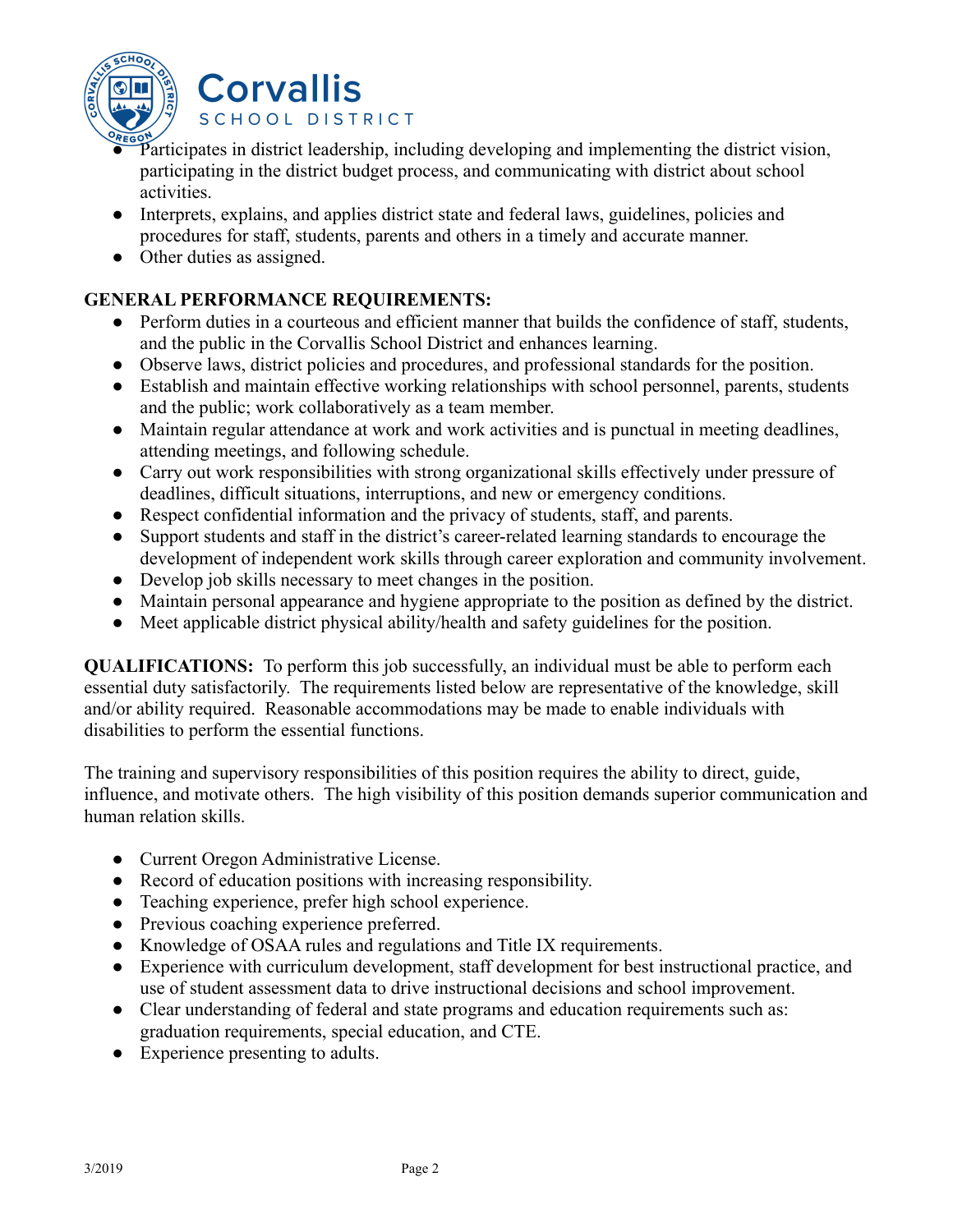- Participates in district leadership, including developing and implementing the district vision, participating in the district budget process, and communicating with district about school activities.
- Interprets, explains, and applies district state and federal laws, guidelines, policies and procedures for staff, students, parents and others in a timely and accurate manner.
- Other duties as assigned.

**GENERAL PERFORMANCE REQUIREMENTS:**

- Perform duties in a courteous and efficient manner that builds the confidence of staff, students, and the public in the Corvallis School District and enhances learning.
- Observe laws, district policies and procedures, and professional standards for the position.
- Establish and maintain effective working relationships with school personnel, parents, students and the public; work collaboratively as a team member.
- Maintain regular attendance at work and work activities and is punctual in meeting deadlines, attending meetings, and following schedule.
- Carry out work responsibilities with strong organizational skills effectively under pressure of deadlines, difficult situations, interruptions, and new or emergency conditions.
- Respect confidential information and the privacy of students, staff, and parents.
- Support students and staff in the district's career-related learning standards to encourage the development of independent work skills through career exploration and community involvement.
- Develop job skills necessary to meet changes in the position.
- Maintain personal appearance and hygiene appropriate to the position as defined by the district.
- Meet applicable district physical ability/health and safety guidelines for the position.

**QUALIFICATIONS:** To perform this job successfully, an individual must be able to perform each essential duty satisfactorily. The requirements listed below are representative of the knowledge, skill and/or ability required. Reasonable accommodations may be made to enable individuals with disabilities to perform the essential functions.

The training and supervisory responsibilities of this position requires the ability to direct, guide, influence, and motivate others. The high visibility of this position demands superior communication and human relation skills.

- Current Oregon Administrative License.
- Record of education positions with increasing responsibility.
- Teaching experience, prefer high school experience.
- Previous coaching experience preferred.
- Knowledge of OSAA rules and regulations and Title IX requirements.
- Experience with curriculum development, staff development for best instructional practice, and use of student assessment data to drive instructional decisions and school improvement.
- Clear understanding of federal and state programs and education requirements such as: graduation requirements, special education, and CTE.
- Experience presenting to adults.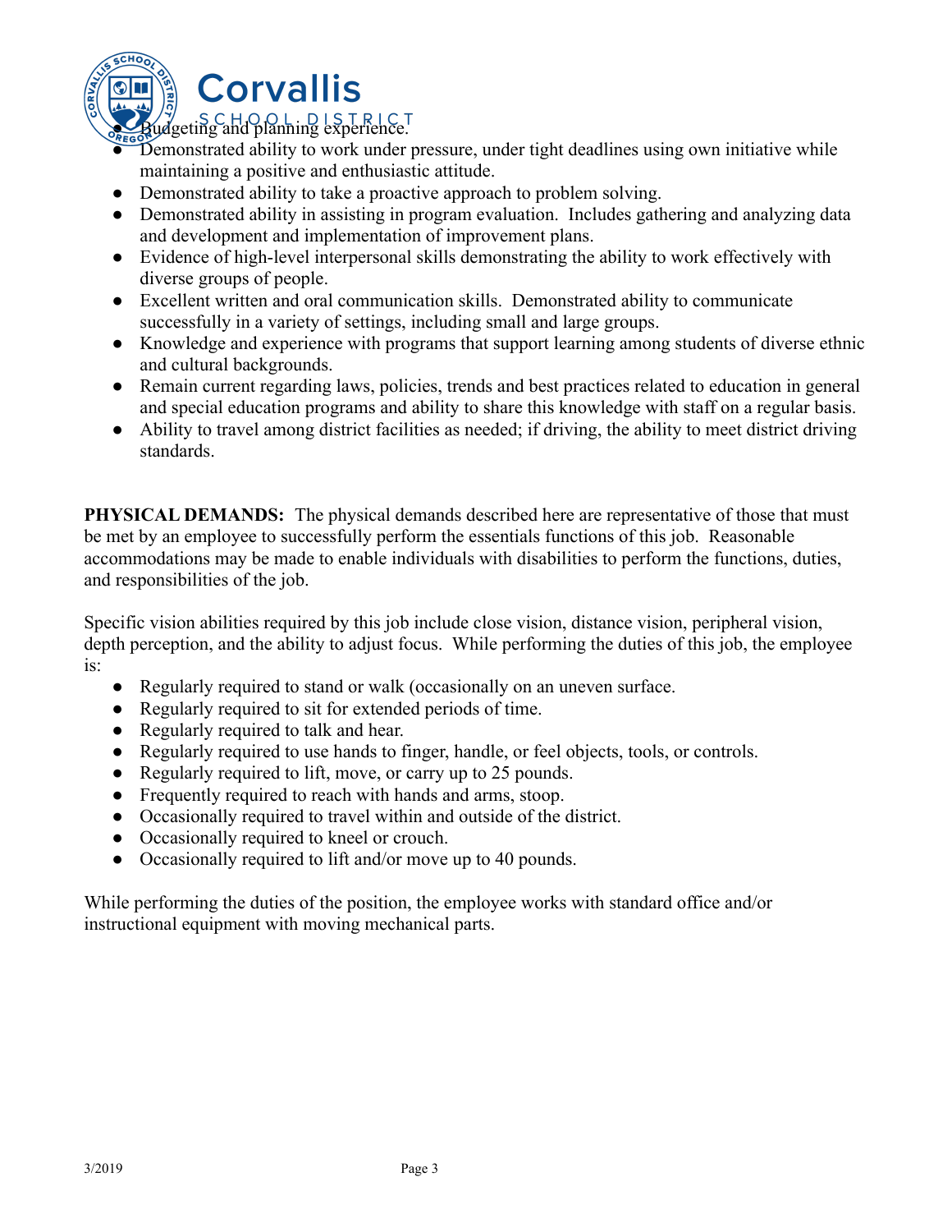- Budgeting and planning experience.
- Demonstrated ability to work under pressure, under tight deadlines using own initiative while maintaining a positive and enthusiastic attitude.
- Demonstrated ability to take a proactive approach to problem solving.
- Demonstrated ability in assisting in program evaluation. Includes gathering and analyzing data and development and implementation of improvement plans.
- Evidence of high-level interpersonal skills demonstrating the ability to work effectively with diverse groups of people.
- Excellent written and oral communication skills. Demonstrated ability to communicate successfully in a variety of settings, including small and large groups.
- Knowledge and experience with programs that support learning among students of diverse ethnic and cultural backgrounds.
- Remain current regarding laws, policies, trends and best practices related to education in general and special education programs and ability to share this knowledge with staff on a regular basis.
- Ability to travel among district facilities as needed; if driving, the ability to meet district driving standards.

**PHYSICAL DEMANDS:** The physical demands described here are representative of those that must be met by an employee to successfully perform the essentials functions of this job. Reasonable accommodations may be made to enable individuals with disabilities to perform the functions, duties, and responsibilities of the job.

Specific vision abilities required by this job include close vision, distance vision, peripheral vision, depth perception, and the ability to adjust focus. While performing the duties of this job, the employee is:

- Regularly required to stand or walk (occasionally on an uneven surface.
- Regularly required to sit for extended periods of time.
- Regularly required to talk and hear.
- Regularly required to use hands to finger, handle, or feel objects, tools, or controls.
- Regularly required to lift, move, or carry up to 25 pounds.
- Frequently required to reach with hands and arms, stoop.
- Occasionally required to travel within and outside of the district.
- Occasionally required to kneel or crouch.
- Occasionally required to lift and/or move up to 40 pounds.

While performing the duties of the position, the employee works with standard office and/or instructional equipment with moving mechanical parts.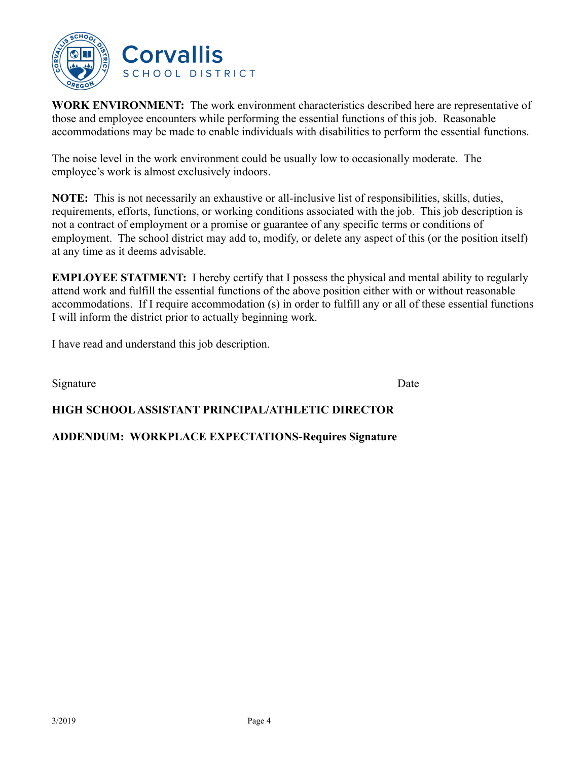**WORK ENVIRONMENT:** The work environment characteristics described here are representative of those and employee encounters while performing the essential functions of this job. Reasonable accommodations may be made to enable individuals with disabilities to perform the essential functions.

The noise level in the work environment could be usually low to occasionally moderate. The employee's work is almost exclusively indoors.

**NOTE:** This is not necessarily an exhaustive or all-inclusive list of responsibilities, skills, duties, requirements, efforts, functions, or working conditions associated with the job. This job description is not a contract of employment or a promise or guarantee of any specific terms or conditions of employment. The school district may add to, modify, or delete any aspect of this (or the position itself) at any time as it deems advisable.

**EMPLOYEE STATMENT:** I hereby certify that I possess the physical and mental ability to regularly attend work and fulfill the essential functions of the above position either with or without reasonable accommodations. If I require accommodation (s) in order to fulfill any or all of these essential functions I will inform the district prior to actually beginning work.

I have read and understand this job description.

Signature Date

**HIGH SCHOOL ASSISTANT PRINCIPAL/ATHLETIC DIRECTOR**

**ADDENDUM: WORKPLACE EXPECTATIONS-Requires Signature**

3/2019